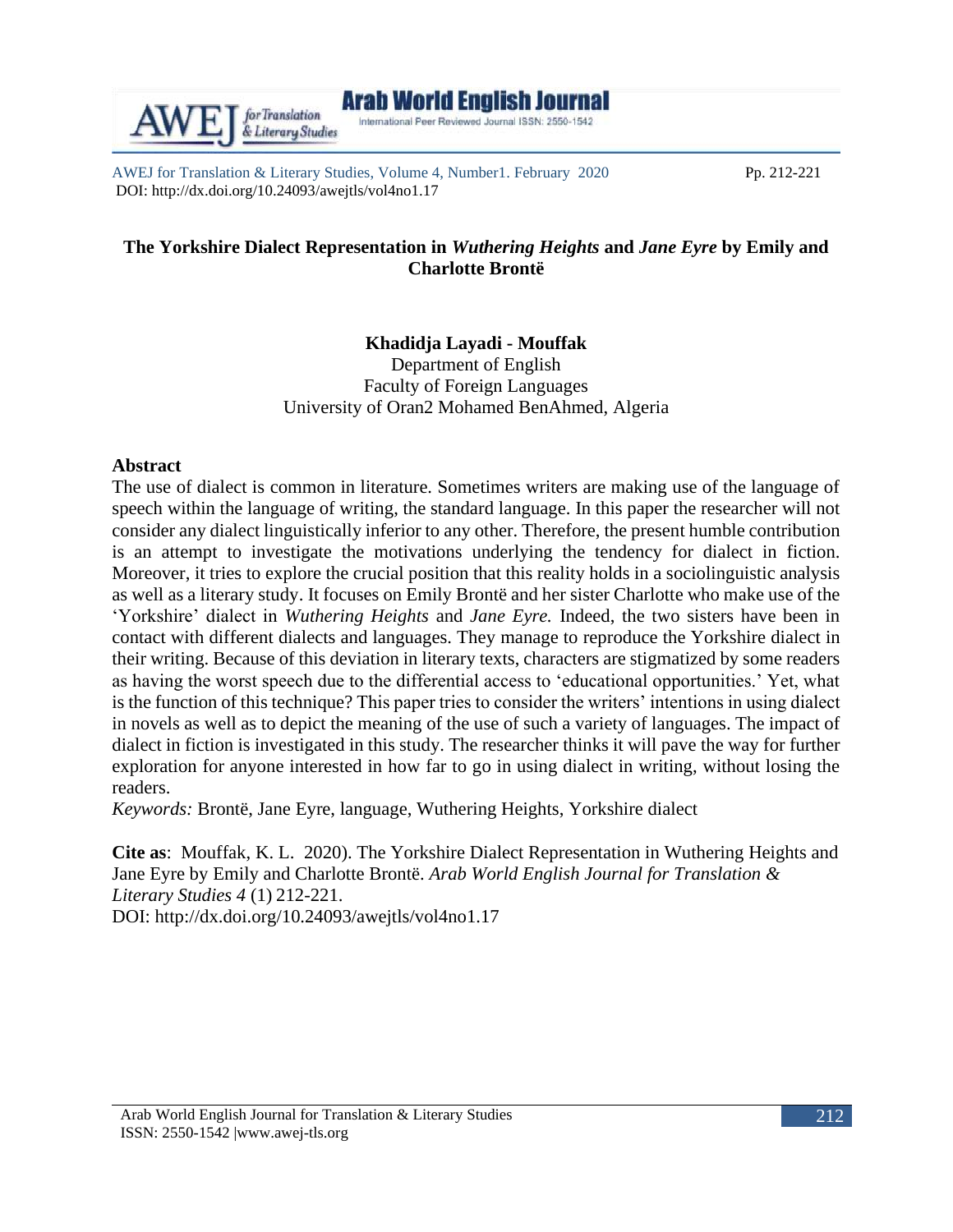# The Yorkshire Dialect Representation in *Wuthering Heights* and *Jane Eyre* by Emily and Charlotte Brontë

**Khadidja Layadi - Mouffak**
Department of English
Faculty of Foreign Languages
University of Oran2 Mohamed BenAhmed, Algeria

## Abstract

The use of dialect is common in literature. Sometimes writers are making use of the language of speech within the language of writing, the standard language. In this paper the researcher will not consider any dialect linguistically inferior to any other. Therefore, the present humble contribution is an attempt to investigate the motivations underlying the tendency for dialect in fiction. Moreover, it tries to explore the crucial position that this reality holds in a sociolinguistic analysis as well as a literary study. It focuses on Emily Brontë and her sister Charlotte who make use of the 'Yorkshire' dialect in *Wuthering Heights* and *Jane Eyre.* Indeed, the two sisters have been in contact with different dialects and languages. They manage to reproduce the Yorkshire dialect in their writing. Because of this deviation in literary texts, characters are stigmatized by some readers as having the worst speech due to the differential access to 'educational opportunities.' Yet, what is the function of this technique? This paper tries to consider the writers' intentions in using dialect in novels as well as to depict the meaning of the use of such a variety of languages. The impact of dialect in fiction is investigated in this study. The researcher thinks it will pave the way for further exploration for anyone interested in how far to go in using dialect in writing, without losing the readers.

*Keywords:* Brontë, Jane Eyre, language, Wuthering Heights, Yorkshire dialect

**Cite as**: Mouffak, K. L. 2020). The Yorkshire Dialect Representation in Wuthering Heights and Jane Eyre by Emily and Charlotte Brontë. *Arab World English Journal for Translation & Literary Studies 4* (1) 212-221.
DOI: http://dx.doi.org/10.24093/awejtls/vol4no1.17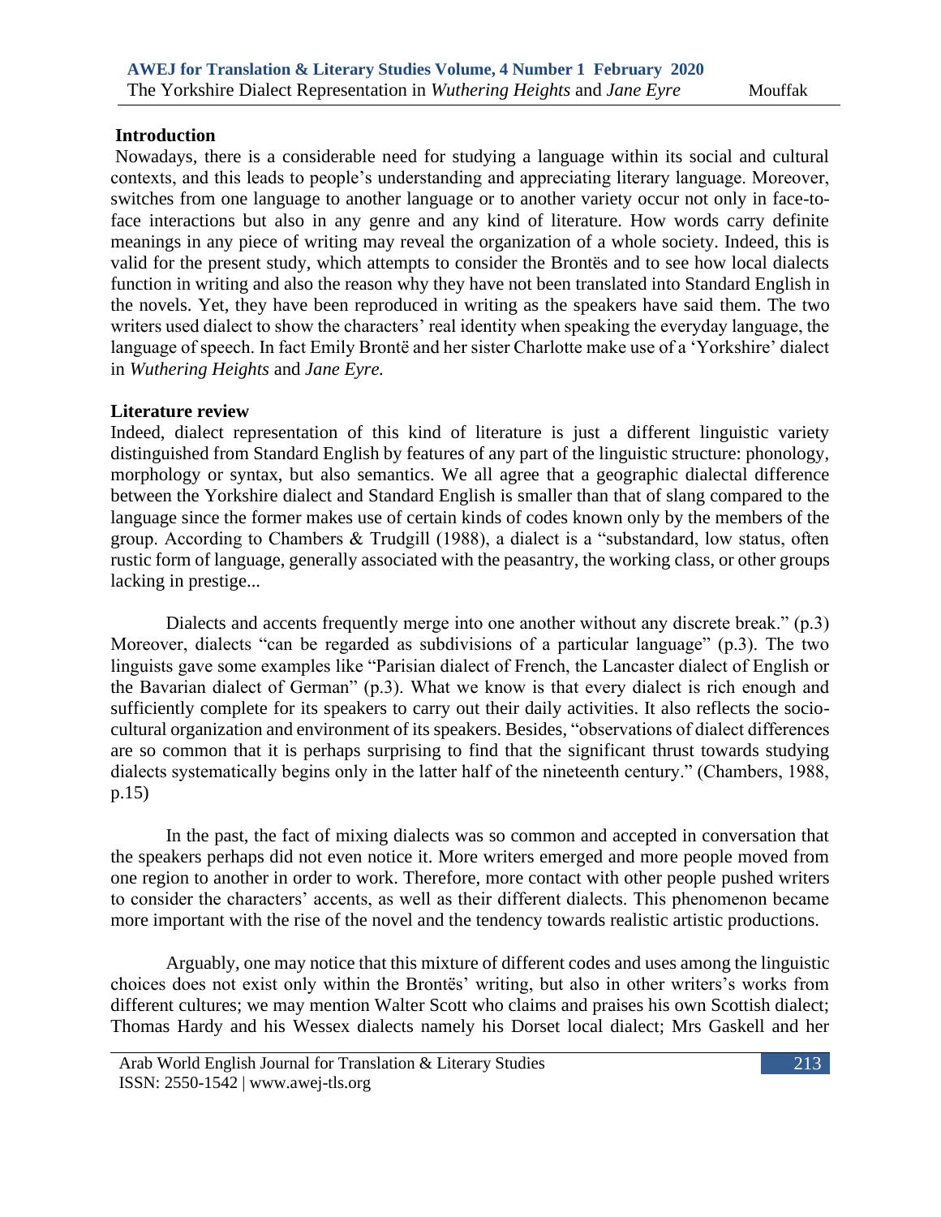## Introduction

Nowadays, there is a considerable need for studying a language within its social and cultural contexts, and this leads to people's understanding and appreciating literary language. Moreover, switches from one language to another language or to another variety occur not only in face-to-face interactions but also in any genre and any kind of literature. How words carry definite meanings in any piece of writing may reveal the organization of a whole society. Indeed, this is valid for the present study, which attempts to consider the Brontës and to see how local dialects function in writing and also the reason why they have not been translated into Standard English in the novels. Yet, they have been reproduced in writing as the speakers have said them. The two writers used dialect to show the characters' real identity when speaking the everyday language, the language of speech. In fact Emily Brontë and her sister Charlotte make use of a 'Yorkshire' dialect in *Wuthering Heights* and *Jane Eyre.*

## Literature review

Indeed, dialect representation of this kind of literature is just a different linguistic variety distinguished from Standard English by features of any part of the linguistic structure: phonology, morphology or syntax, but also semantics. We all agree that a geographic dialectal difference between the Yorkshire dialect and Standard English is smaller than that of slang compared to the language since the former makes use of certain kinds of codes known only by the members of the group. According to Chambers & Trudgill (1988), a dialect is a "substandard, low status, often rustic form of language, generally associated with the peasantry, the working class, or other groups lacking in prestige...

Dialects and accents frequently merge into one another without any discrete break." (p.3) Moreover, dialects "can be regarded as subdivisions of a particular language" (p.3). The two linguists gave some examples like "Parisian dialect of French, the Lancaster dialect of English or the Bavarian dialect of German" (p.3). What we know is that every dialect is rich enough and sufficiently complete for its speakers to carry out their daily activities. It also reflects the socio-cultural organization and environment of its speakers. Besides, "observations of dialect differences are so common that it is perhaps surprising to find that the significant thrust towards studying dialects systematically begins only in the latter half of the nineteenth century." (Chambers, 1988, p.15)

In the past, the fact of mixing dialects was so common and accepted in conversation that the speakers perhaps did not even notice it. More writers emerged and more people moved from one region to another in order to work. Therefore, more contact with other people pushed writers to consider the characters' accents, as well as their different dialects. This phenomenon became more important with the rise of the novel and the tendency towards realistic artistic productions.

Arguably, one may notice that this mixture of different codes and uses among the linguistic choices does not exist only within the Brontës' writing, but also in other writers's works from different cultures; we may mention Walter Scott who claims and praises his own Scottish dialect; Thomas Hardy and his Wessex dialects namely his Dorset local dialect; Mrs Gaskell and her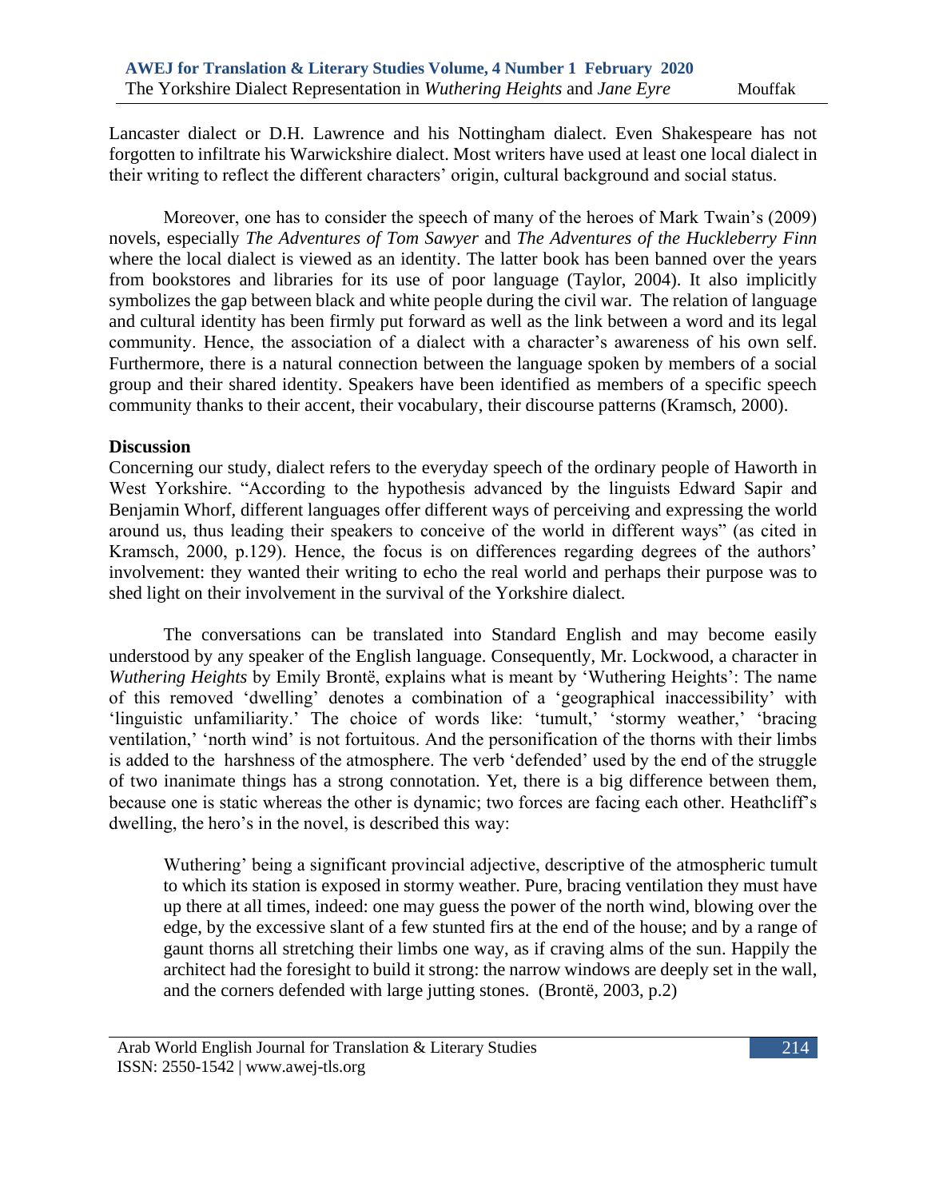Lancaster dialect or D.H. Lawrence and his Nottingham dialect. Even Shakespeare has not forgotten to infiltrate his Warwickshire dialect. Most writers have used at least one local dialect in their writing to reflect the different characters' origin, cultural background and social status.

Moreover, one has to consider the speech of many of the heroes of Mark Twain's (2009) novels, especially *The Adventures of Tom Sawyer* and *The Adventures of the Huckleberry Finn* where the local dialect is viewed as an identity. The latter book has been banned over the years from bookstores and libraries for its use of poor language (Taylor, 2004). It also implicitly symbolizes the gap between black and white people during the civil war. The relation of language and cultural identity has been firmly put forward as well as the link between a word and its legal community. Hence, the association of a dialect with a character's awareness of his own self. Furthermore, there is a natural connection between the language spoken by members of a social group and their shared identity. Speakers have been identified as members of a specific speech community thanks to their accent, their vocabulary, their discourse patterns (Kramsch, 2000).

**Discussion**

Concerning our study, dialect refers to the everyday speech of the ordinary people of Haworth in West Yorkshire. "According to the hypothesis advanced by the linguists Edward Sapir and Benjamin Whorf, different languages offer different ways of perceiving and expressing the world around us, thus leading their speakers to conceive of the world in different ways" (as cited in Kramsch, 2000, p.129). Hence, the focus is on differences regarding degrees of the authors' involvement: they wanted their writing to echo the real world and perhaps their purpose was to shed light on their involvement in the survival of the Yorkshire dialect.

The conversations can be translated into Standard English and may become easily understood by any speaker of the English language. Consequently, Mr. Lockwood, a character in *Wuthering Heights* by Emily Brontë, explains what is meant by 'Wuthering Heights': The name of this removed 'dwelling' denotes a combination of a 'geographical inaccessibility' with 'linguistic unfamiliarity.' The choice of words like: 'tumult,' 'stormy weather,' 'bracing ventilation,' 'north wind' is not fortuitous. And the personification of the thorns with their limbs is added to the harshness of the atmosphere. The verb 'defended' used by the end of the struggle of two inanimate things has a strong connotation. Yet, there is a big difference between them, because one is static whereas the other is dynamic; two forces are facing each other. Heathcliff's dwelling, the hero's in the novel, is described this way:

> Wuthering' being a significant provincial adjective, descriptive of the atmospheric tumult to which its station is exposed in stormy weather. Pure, bracing ventilation they must have up there at all times, indeed: one may guess the power of the north wind, blowing over the edge, by the excessive slant of a few stunted firs at the end of the house; and by a range of gaunt thorns all stretching their limbs one way, as if craving alms of the sun. Happily the architect had the foresight to build it strong: the narrow windows are deeply set in the wall, and the corners defended with large jutting stones. (Brontë, 2003, p.2)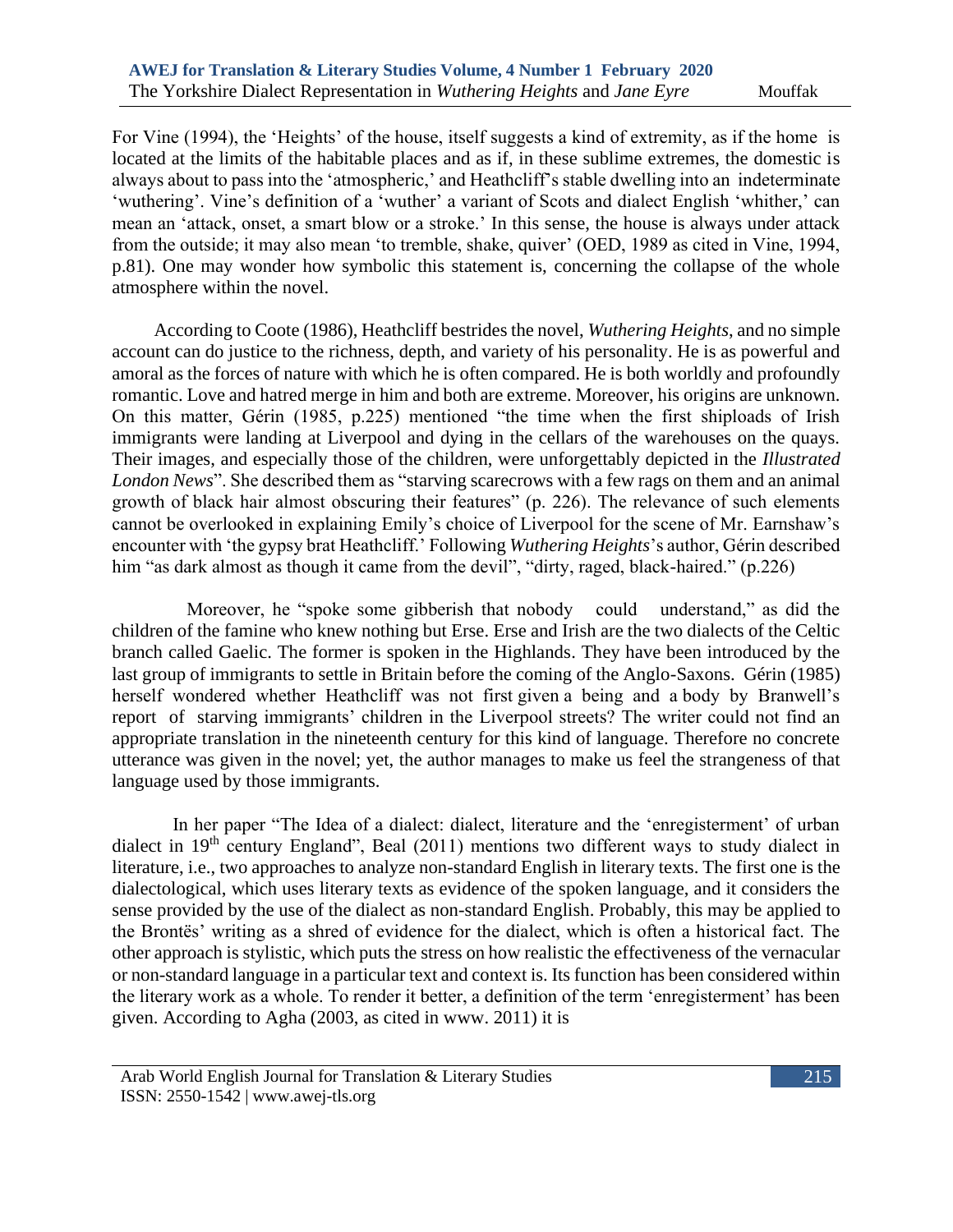For Vine (1994), the 'Heights' of the house, itself suggests a kind of extremity, as if the home is located at the limits of the habitable places and as if, in these sublime extremes, the domestic is always about to pass into the 'atmospheric,' and Heathcliff's stable dwelling into an indeterminate 'wuthering'. Vine's definition of a 'wuther' a variant of Scots and dialect English 'whither,' can mean an 'attack, onset, a smart blow or a stroke.' In this sense, the house is always under attack from the outside; it may also mean 'to tremble, shake, quiver' (OED, 1989 as cited in Vine, 1994, p.81). One may wonder how symbolic this statement is, concerning the collapse of the whole atmosphere within the novel.

According to Coote (1986), Heathcliff bestrides the novel, *Wuthering Heights*, and no simple account can do justice to the richness, depth, and variety of his personality. He is as powerful and amoral as the forces of nature with which he is often compared. He is both worldly and profoundly romantic. Love and hatred merge in him and both are extreme. Moreover, his origins are unknown. On this matter, Gérin (1985, p.225) mentioned "the time when the first shiploads of Irish immigrants were landing at Liverpool and dying in the cellars of the warehouses on the quays. Their images, and especially those of the children, were unforgettably depicted in the *Illustrated London News*". She described them as "starving scarecrows with a few rags on them and an animal growth of black hair almost obscuring their features" (p. 226). The relevance of such elements cannot be overlooked in explaining Emily's choice of Liverpool for the scene of Mr. Earnshaw's encounter with 'the gypsy brat Heathcliff.' Following *Wuthering Heights*'s author, Gérin described him "as dark almost as though it came from the devil", "dirty, raged, black-haired." (p.226)

Moreover, he "spoke some gibberish that nobody could understand," as did the children of the famine who knew nothing but Erse. Erse and Irish are the two dialects of the Celtic branch called Gaelic. The former is spoken in the Highlands. They have been introduced by the last group of immigrants to settle in Britain before the coming of the Anglo-Saxons. Gérin (1985) herself wondered whether Heathcliff was not first given a being and a body by Branwell's report of starving immigrants' children in the Liverpool streets? The writer could not find an appropriate translation in the nineteenth century for this kind of language. Therefore no concrete utterance was given in the novel; yet, the author manages to make us feel the strangeness of that language used by those immigrants.

In her paper "The Idea of a dialect: dialect, literature and the 'enregisterment' of urban dialect in 19th century England", Beal (2011) mentions two different ways to study dialect in literature, i.e., two approaches to analyze non-standard English in literary texts. The first one is the dialectological, which uses literary texts as evidence of the spoken language, and it considers the sense provided by the use of the dialect as non-standard English. Probably, this may be applied to the Brontës' writing as a shred of evidence for the dialect, which is often a historical fact. The other approach is stylistic, which puts the stress on how realistic the effectiveness of the vernacular or non-standard language in a particular text and context is. Its function has been considered within the literary work as a whole. To render it better, a definition of the term 'enregisterment' has been given. According to Agha (2003, as cited in www. 2011) it is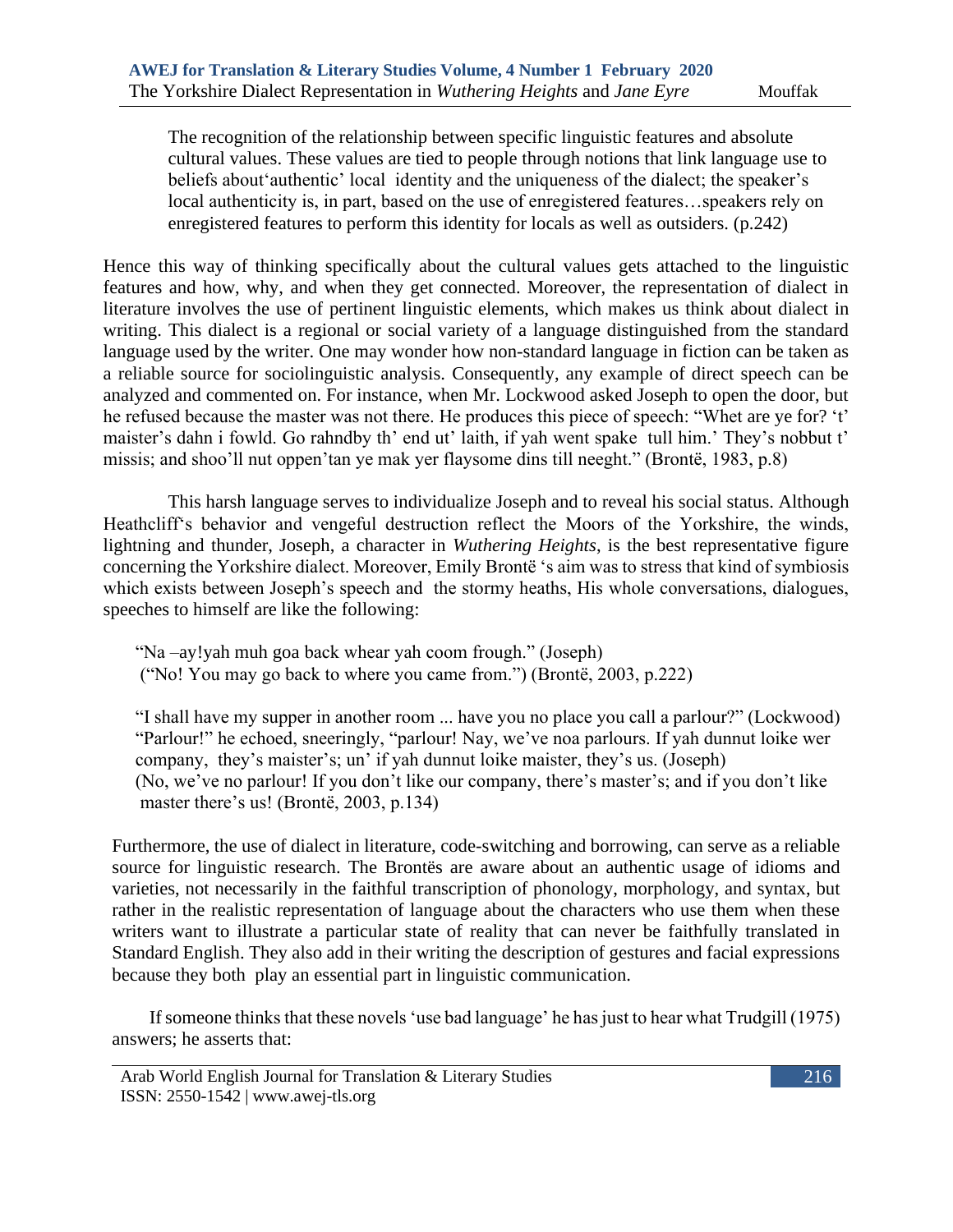> The recognition of the relationship between specific linguistic features and absolute cultural values. These values are tied to people through notions that link language use to beliefs about'authentic' local identity and the uniqueness of the dialect; the speaker's local authenticity is, in part, based on the use of enregistered features…speakers rely on enregistered features to perform this identity for locals as well as outsiders. (p.242)

Hence this way of thinking specifically about the cultural values gets attached to the linguistic features and how, why, and when they get connected. Moreover, the representation of dialect in literature involves the use of pertinent linguistic elements, which makes us think about dialect in writing. This dialect is a regional or social variety of a language distinguished from the standard language used by the writer. One may wonder how non-standard language in fiction can be taken as a reliable source for sociolinguistic analysis. Consequently, any example of direct speech can be analyzed and commented on. For instance, when Mr. Lockwood asked Joseph to open the door, but he refused because the master was not there. He produces this piece of speech: "Whet are ye for? 't' maister's dahn i fowld. Go rahndby th' end ut' laith, if yah went spake tull him.' They's nobbut t' missis; and shoo'll nut oppen'tan ye mak yer flaysome dins till neeght." (Brontë, 1983, p.8)

This harsh language serves to individualize Joseph and to reveal his social status. Although Heathcliff's behavior and vengeful destruction reflect the Moors of the Yorkshire, the winds, lightning and thunder, Joseph, a character in *Wuthering Heights*, is the best representative figure concerning the Yorkshire dialect. Moreover, Emily Brontë 's aim was to stress that kind of symbiosis which exists between Joseph's speech and the stormy heaths, His whole conversations, dialogues, speeches to himself are like the following:

> "Na –ay!yah muh goa back whear yah coom frough." (Joseph)
> ("No! You may go back to where you came from.") (Brontë, 2003, p.222)
>
> "I shall have my supper in another room ... have you no place you call a parlour?" (Lockwood)
> "Parlour!" he echoed, sneeringly, "parlour! Nay, we've noa parlours. If yah dunnut loike wer company, they's maister's; un' if yah dunnut loike maister, they's us. (Joseph)
> (No, we've no parlour! If you don't like our company, there's master's; and if you don't like master there's us! (Brontë, 2003, p.134)

Furthermore, the use of dialect in literature, code-switching and borrowing, can serve as a reliable source for linguistic research. The Brontës are aware about an authentic usage of idioms and varieties, not necessarily in the faithful transcription of phonology, morphology, and syntax, but rather in the realistic representation of language about the characters who use them when these writers want to illustrate a particular state of reality that can never be faithfully translated in Standard English. They also add in their writing the description of gestures and facial expressions because they both play an essential part in linguistic communication.

If someone thinks that these novels 'use bad language' he has just to hear what Trudgill (1975) answers; he asserts that: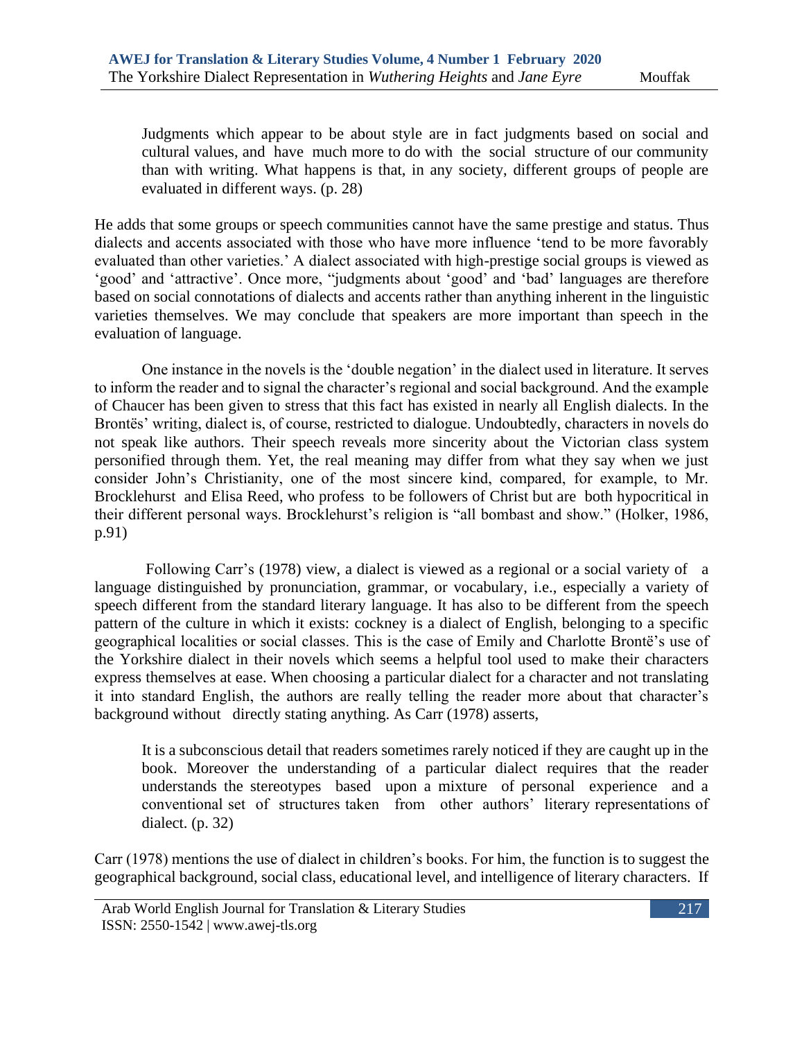> Judgments which appear to be about style are in fact judgments based on social and cultural values, and have much more to do with the social structure of our community than with writing. What happens is that, in any society, different groups of people are evaluated in different ways. (p. 28)

He adds that some groups or speech communities cannot have the same prestige and status. Thus dialects and accents associated with those who have more influence 'tend to be more favorably evaluated than other varieties.' A dialect associated with high-prestige social groups is viewed as 'good' and 'attractive'. Once more, "judgments about 'good' and 'bad' languages are therefore based on social connotations of dialects and accents rather than anything inherent in the linguistic varieties themselves. We may conclude that speakers are more important than speech in the evaluation of language.

One instance in the novels is the 'double negation' in the dialect used in literature. It serves to inform the reader and to signal the character's regional and social background. And the example of Chaucer has been given to stress that this fact has existed in nearly all English dialects. In the Brontës' writing, dialect is, of course, restricted to dialogue. Undoubtedly, characters in novels do not speak like authors. Their speech reveals more sincerity about the Victorian class system personified through them. Yet, the real meaning may differ from what they say when we just consider John's Christianity, one of the most sincere kind, compared, for example, to Mr. Brocklehurst and Elisa Reed, who profess to be followers of Christ but are both hypocritical in their different personal ways. Brocklehurst's religion is "all bombast and show." (Holker, 1986, p.91)

Following Carr's (1978) view, a dialect is viewed as a regional or a social variety of a language distinguished by pronunciation, grammar, or vocabulary, i.e., especially a variety of speech different from the standard literary language. It has also to be different from the speech pattern of the culture in which it exists: cockney is a dialect of English, belonging to a specific geographical localities or social classes. This is the case of Emily and Charlotte Brontë's use of the Yorkshire dialect in their novels which seems a helpful tool used to make their characters express themselves at ease. When choosing a particular dialect for a character and not translating it into standard English, the authors are really telling the reader more about that character's background without directly stating anything. As Carr (1978) asserts,

> It is a subconscious detail that readers sometimes rarely noticed if they are caught up in the book. Moreover the understanding of a particular dialect requires that the reader understands the stereotypes based upon a mixture of personal experience and a conventional set of structures taken from other authors' literary representations of dialect. (p. 32)

Carr (1978) mentions the use of dialect in children's books. For him, the function is to suggest the geographical background, social class, educational level, and intelligence of literary characters. If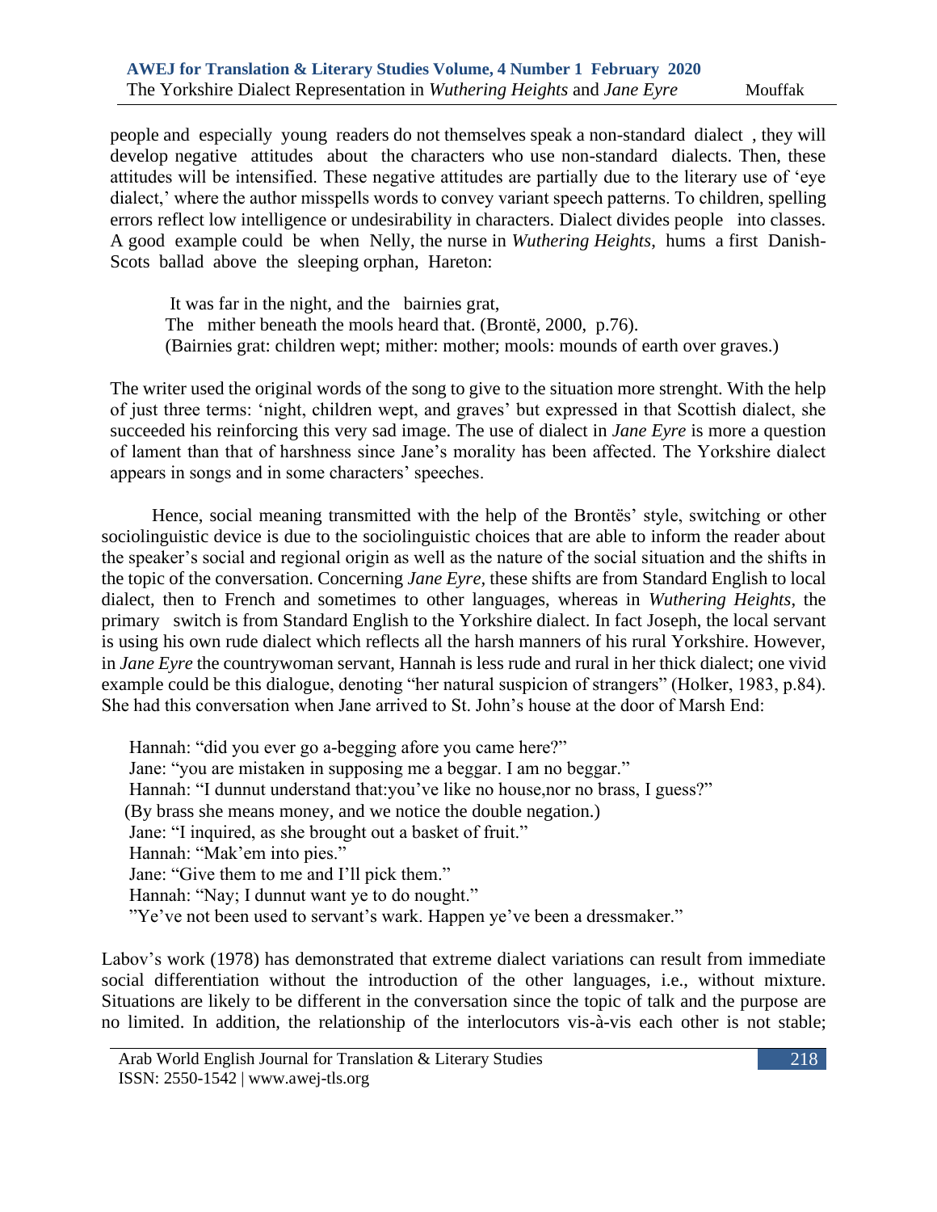people and especially young readers do not themselves speak a non-standard dialect , they will develop negative attitudes about the characters who use non-standard dialects. Then, these attitudes will be intensified. These negative attitudes are partially due to the literary use of 'eye dialect,' where the author misspells words to convey variant speech patterns. To children, spelling errors reflect low intelligence or undesirability in characters. Dialect divides people into classes. A good example could be when Nelly, the nurse in *Wuthering Heights*, hums a first Danish-Scots ballad above the sleeping orphan, Hareton:

> It was far in the night, and the bairnies grat,
> The mither beneath the mools heard that. (Brontë, 2000, p.76).
> (Bairnies grat: children wept; mither: mother; mools: mounds of earth over graves.)

The writer used the original words of the song to give to the situation more strenght. With the help of just three terms: 'night, children wept, and graves' but expressed in that Scottish dialect, she succeeded his reinforcing this very sad image. The use of dialect in *Jane Eyre* is more a question of lament than that of harshness since Jane's morality has been affected. The Yorkshire dialect appears in songs and in some characters' speeches.

Hence, social meaning transmitted with the help of the Brontës' style, switching or other sociolinguistic device is due to the sociolinguistic choices that are able to inform the reader about the speaker's social and regional origin as well as the nature of the social situation and the shifts in the topic of the conversation. Concerning *Jane Eyre,* these shifts are from Standard English to local dialect, then to French and sometimes to other languages, whereas in *Wuthering Heights*, the primary switch is from Standard English to the Yorkshire dialect. In fact Joseph, the local servant is using his own rude dialect which reflects all the harsh manners of his rural Yorkshire. However, in *Jane Eyre* the countrywoman servant, Hannah is less rude and rural in her thick dialect; one vivid example could be this dialogue, denoting "her natural suspicion of strangers" (Holker, 1983, p.84). She had this conversation when Jane arrived to St. John's house at the door of Marsh End:

> Hannah: "did you ever go a-begging afore you came here?"
> Jane: "you are mistaken in supposing me a beggar. I am no beggar."
> Hannah: "I dunnut understand that:you've like no house,nor no brass, I guess?"
> (By brass she means money, and we notice the double negation.)
> Jane: "I inquired, as she brought out a basket of fruit."
> Hannah: "Mak'em into pies."
> Jane: "Give them to me and I'll pick them."
> Hannah: "Nay; I dunnut want ye to do nought."
> "Ye've not been used to servant's wark. Happen ye've been a dressmaker."

Labov's work (1978) has demonstrated that extreme dialect variations can result from immediate social differentiation without the introduction of the other languages, i.e., without mixture. Situations are likely to be different in the conversation since the topic of talk and the purpose are no limited. In addition, the relationship of the interlocutors vis-à-vis each other is not stable;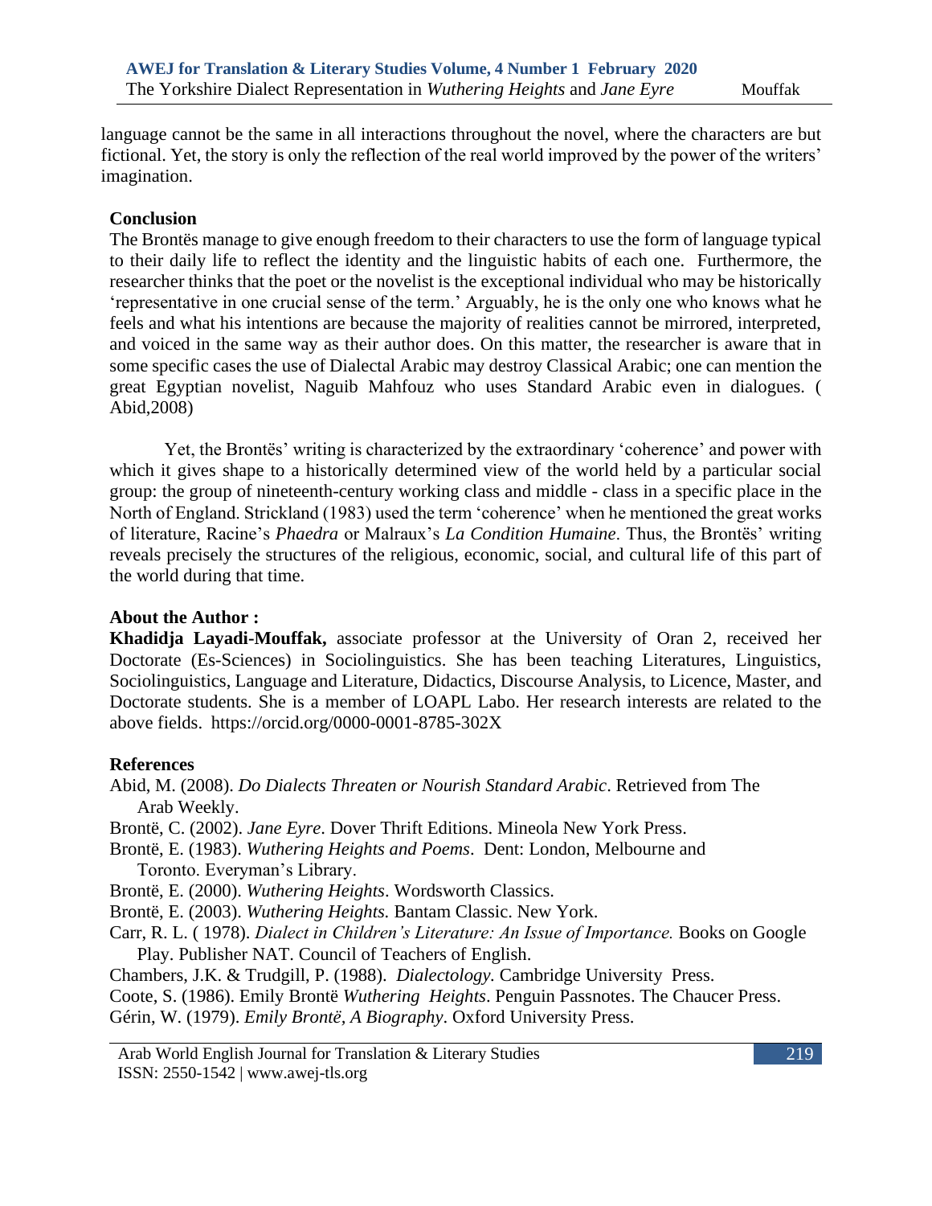language cannot be the same in all interactions throughout the novel, where the characters are but fictional. Yet, the story is only the reflection of the real world improved by the power of the writers' imagination.

## Conclusion

The Brontës manage to give enough freedom to their characters to use the form of language typical to their daily life to reflect the identity and the linguistic habits of each one. Furthermore, the researcher thinks that the poet or the novelist is the exceptional individual who may be historically 'representative in one crucial sense of the term.' Arguably, he is the only one who knows what he feels and what his intentions are because the majority of realities cannot be mirrored, interpreted, and voiced in the same way as their author does. On this matter, the researcher is aware that in some specific cases the use of Dialectal Arabic may destroy Classical Arabic; one can mention the great Egyptian novelist, Naguib Mahfouz who uses Standard Arabic even in dialogues. ( Abid,2008)

Yet, the Brontës' writing is characterized by the extraordinary 'coherence' and power with which it gives shape to a historically determined view of the world held by a particular social group: the group of nineteenth-century working class and middle - class in a specific place in the North of England. Strickland (1983) used the term 'coherence' when he mentioned the great works of literature, Racine's *Phaedra* or Malraux's *La Condition Humaine*. Thus, the Brontës' writing reveals precisely the structures of the religious, economic, social, and cultural life of this part of the world during that time.

## About the Author :

**Khadidja Layadi-Mouffak,** associate professor at the University of Oran 2, received her Doctorate (Es-Sciences) in Sociolinguistics. She has been teaching Literatures, Linguistics, Sociolinguistics, Language and Literature, Didactics, Discourse Analysis, to Licence, Master, and Doctorate students. She is a member of LOAPL Labo. Her research interests are related to the above fields. https://orcid.org/0000-0001-8785-302X

## References

Abid, M. (2008). *Do Dialects Threaten or Nourish Standard Arabic*. Retrieved from The Arab Weekly.

Brontë, C. (2002). *Jane Eyre*. Dover Thrift Editions. Mineola New York Press.

Brontë, E. (1983). *Wuthering Heights and Poems*. Dent: London, Melbourne and Toronto. Everyman's Library.

Brontë, E. (2000). *Wuthering Heights*. Wordsworth Classics.

Brontë, E. (2003). *Wuthering Heights.* Bantam Classic. New York.

Carr, R. L. ( 1978). *Dialect in Children's Literature: An Issue of Importance.* Books on Google Play. Publisher NAT. Council of Teachers of English.

Chambers, J.K. & Trudgill, P. (1988). *Dialectology*. Cambridge University Press.

Coote, S. (1986). Emily Brontë *Wuthering Heights*. Penguin Passnotes. The Chaucer Press.

Gérin, W. (1979). *Emily Brontë, A Biography*. Oxford University Press.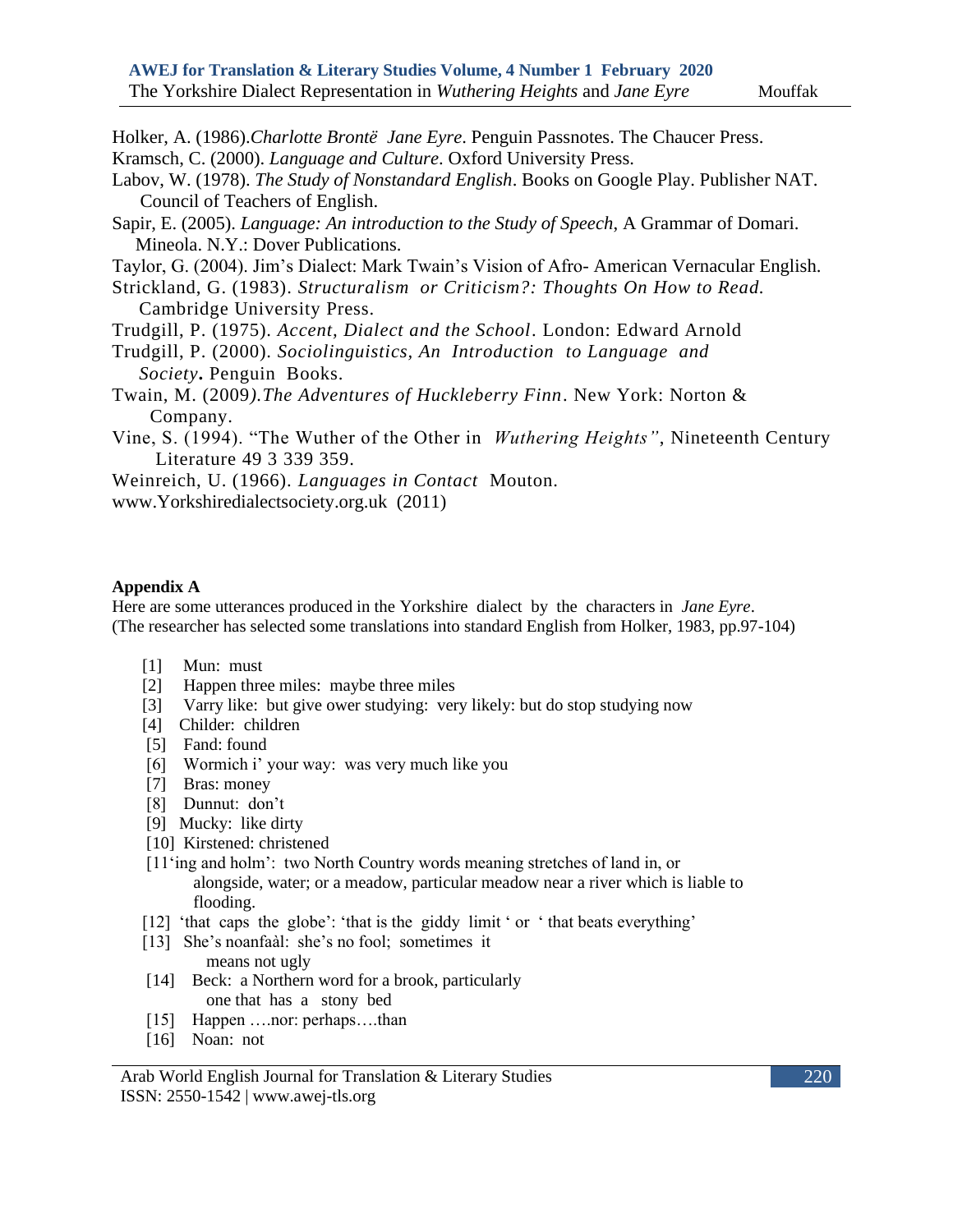Holker, A. (1986).*Charlotte Brontë Jane Eyre*. Penguin Passnotes. The Chaucer Press.

Kramsch, C. (2000). *Language and Culture*. Oxford University Press.

Labov, W. (1978). *The Study of Nonstandard English*. Books on Google Play. Publisher NAT. Council of Teachers of English.

Sapir, E. (2005). *Language: An introduction to the Study of Speech*, A Grammar of Domari. Mineola. N.Y.: Dover Publications.

Taylor, G. (2004). Jim's Dialect: Mark Twain's Vision of Afro- American Vernacular English.

Strickland, G. (1983). *Structuralism or Criticism?: Thoughts On How to Read.* Cambridge University Press.

Trudgill, P. (1975). *Accent, Dialect and the School*. London: Edward Arnold

Trudgill, P. (2000). *Sociolinguistics, An Introduction to Language and Society***.** Penguin Books.

Twain, M. (2009*).The Adventures of Huckleberry Finn*. New York: Norton & Company.

Vine, S. (1994). "The Wuther of the Other in *Wuthering Heights"*, Nineteenth Century Literature 49 3 339 359.

Weinreich, U. (1966). *Languages in Contact* Mouton.

www.Yorkshiredialectsociety.org.uk (2011)

**Appendix A**

Here are some utterances produced in the Yorkshire dialect by the characters in *Jane Eyre*.
(The researcher has selected some translations into standard English from Holker, 1983, pp.97-104)

[1] Mun: must
[2] Happen three miles: maybe three miles
[3] Varry like: but give ower studying: very likely: but do stop studying now
[4] Childer: children
[5] Fand: found
[6] Wormich i' your way: was very much like you
[7] Bras: money
[8] Dunnut: don't
[9] Mucky: like dirty
[10] Kirstened: christened
[11'ing and holm': two North Country words meaning stretches of land in, or alongside, water; or a meadow, particular meadow near a river which is liable to flooding.
[12] 'that caps the globe': 'that is the giddy limit ' or ' that beats everything'
[13] She's noanfaàl: she's no fool; sometimes it means not ugly
[14] Beck: a Northern word for a brook, particularly one that has a stony bed
[15] Happen ….nor: perhaps….than
[16] Noan: not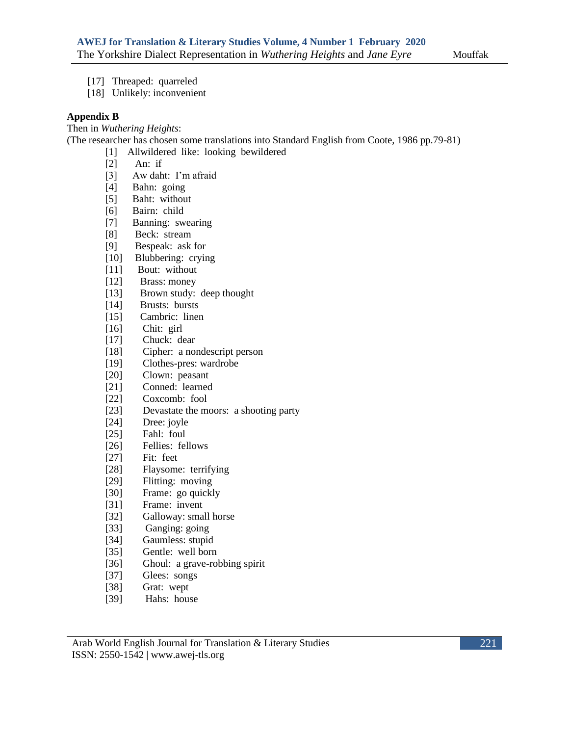[17] Threaped: quarreled
[18] Unlikely: inconvenient

**Appendix B**

Then in *Wuthering Heights*:

(The researcher has chosen some translations into Standard English from Coote, 1986 pp.79-81)

[1] Allwildered like: looking bewildered
[2] An: if
[3] Aw daht: I'm afraid
[4] Bahn: going
[5] Baht: without
[6] Bairn: child
[7] Banning: swearing
[8] Beck: stream
[9] Bespeak: ask for
[10] Blubbering: crying
[11] Bout: without
[12] Brass: money
[13] Brown study: deep thought
[14] Brusts: bursts
[15] Cambric: linen
[16] Chit: girl
[17] Chuck: dear
[18] Cipher: a nondescript person
[19] Clothes-pres: wardrobe
[20] Clown: peasant
[21] Conned: learned
[22] Coxcomb: fool
[23] Devastate the moors: a shooting party
[24] Dree: joyle
[25] Fahl: foul
[26] Fellies: fellows
[27] Fit: feet
[28] Flaysome: terrifying
[29] Flitting: moving
[30] Frame: go quickly
[31] Frame: invent
[32] Galloway: small horse
[33] Ganging: going
[34] Gaumless: stupid
[35] Gentle: well born
[36] Ghoul: a grave-robbing spirit
[37] Glees: songs
[38] Grat: wept
[39] Hahs: house